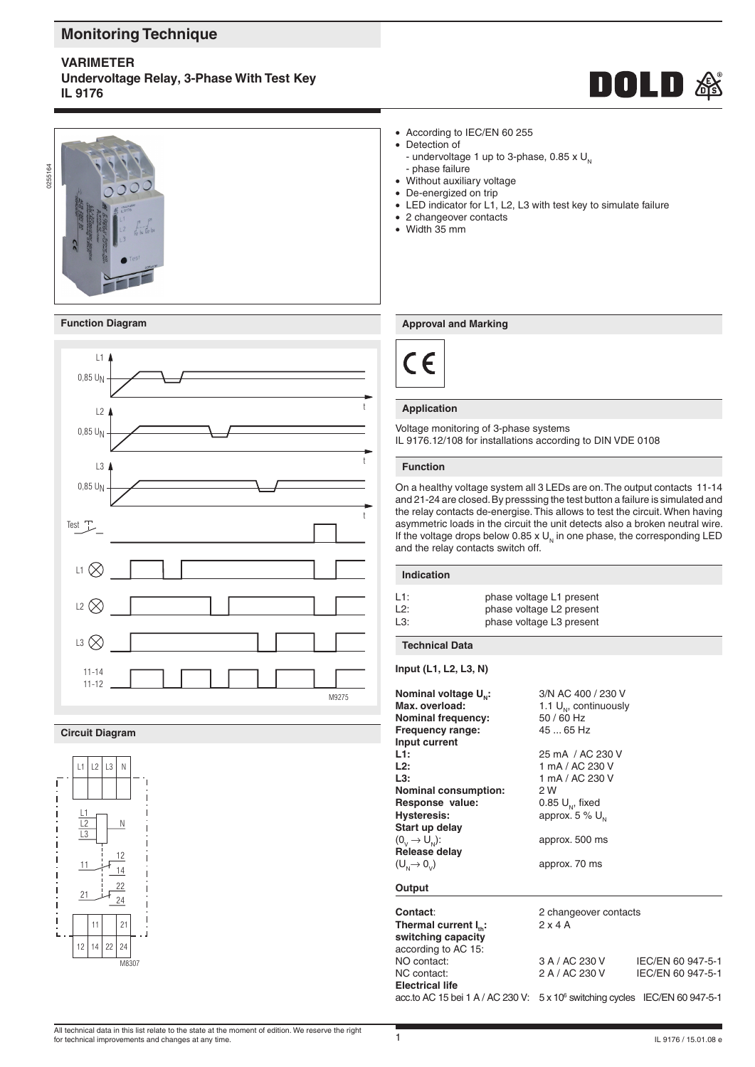# Monitoring Technique

## VARIMETER
## Undervoltage Relay, 3-Phase With Test Key
## IL 9176

- According to IEC/EN 60 255
- Detection of
  - undervoltage 1 up to 3-phase, 0.85 x $U_N$
  - phase failure
- Without auxiliary voltage
- De-energized on trip
- LED indicator for L1, L2, L3 with test key to simulate failure
- 2 changeover contacts
- Width 35 mm

### Function Diagram

### Circuit Diagram

### Approval and Marking

CE

### Application

Voltage monitoring of 3-phase systems
IL 9176.12/108 for installations according to DIN VDE 0108

### Function

On a healthy voltage system all 3 LEDs are on. The output contacts 11-14 and 21-24 are closed. By presssing the test button a failure is simulated and the relay contacts de-energise. This allows to test the circuit. When having asymmetric loads in the circuit the unit detects also a broken neutral wire. If the voltage drops below 0.85 x $U_N$ in one phase, the corresponding LED and the relay contacts switch off.

### Indication

| | |
|---|---|
| L1: | phase voltage L1 present |
| L2: | phase voltage L2 present |
| L3: | phase voltage L3 present |

### Technical Data

**Input (L1, L2, L3, N)**

| | |
|---|---|
| **Nominal voltage $U_N$:** | 3/N AC 400 / 230 V |
| **Max. overload:** | 1.1 $U_N$, continuously |
| **Nominal frequency:** | 50 / 60 Hz |
| **Frequency range:** | 45 ... 65 Hz |
| **Input current** | |
| **L1:** | 25 mA / AC 230 V |
| **L2:** | 1 mA / AC 230 V |
| **L3:** | 1 mA / AC 230 V |
| **Nominal consumption:** | 2 W |
| **Response value:** | 0.85 $U_N$, fixed |
| **Hysteresis:** | approx. 5 % $U_N$ |
| **Start up delay** ($0_V \rightarrow U_N$): | approx. 500 ms |
| **Release delay** ($U_N \rightarrow 0_V$) | approx. 70 ms |

**Output**

| | | |
|---|---|---|
| **Contact**: | 2 changeover contacts | |
| **Thermal current $I_{th}$:** | 2 x 4 A | |
| **switching capacity** according to AC 15: | | |
| NO contact: | 3 A / AC 230 V | IEC/EN 60 947-5-1 |
| NC contact: | 2 A / AC 230 V | IEC/EN 60 947-5-1 |
| **Electrical life** acc.to AC 15 bei 1 A / AC 230 V: | 5 x $10^6$ switching cycles | IEC/EN 60 947-5-1 |

All technical data in this list relate to the state at the moment of edition. We reserve the right for technical improvements and changes at any time.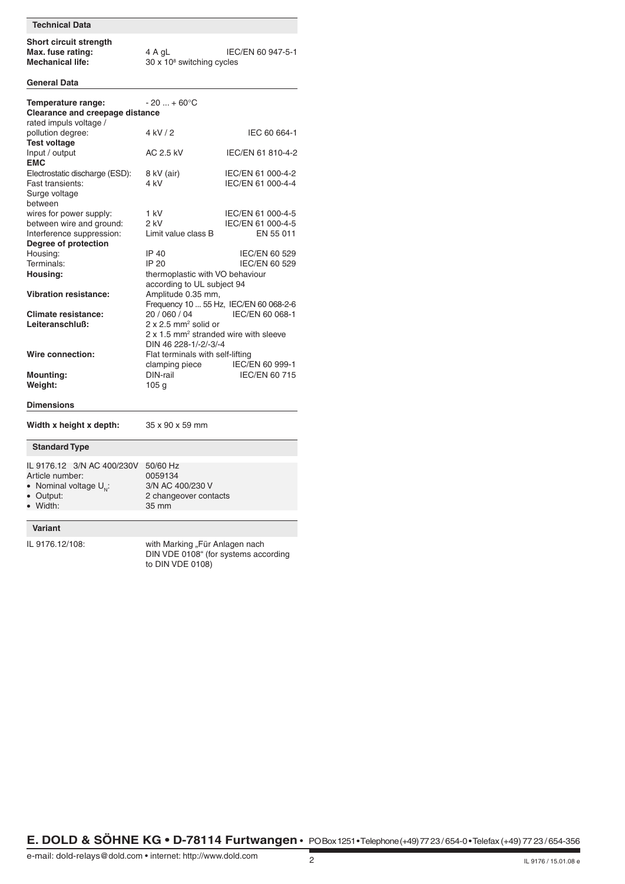## Technical Data

| | | |
|---|---|---|
| **Short circuit strength** | | |
| **Max. fuse rating:** | 4 A gL | IEC/EN 60 947-5-1 |
| **Mechanical life:** | 30 x $10^8$ switching cycles | |

## General Data

| | | |
|---|---|---|
| **Temperature range:** | - 20 ... + 60°C | |
| **Clearance and creepage distance** | | |
| rated impuls voltage / pollution degree: | 4 kV / 2 | IEC 60 664-1 |
| **Test voltage** | | |
| Input / output | AC 2.5 kV | IEC/EN 61 810-4-2 |
| **EMC** | | |
| Electrostatic discharge (ESD): | 8 kV (air) | IEC/EN 61 000-4-2 |
| Fast transients: | 4 kV | IEC/EN 61 000-4-4 |
| Surge voltage between | | |
| wires for power supply: | 1 kV | IEC/EN 61 000-4-5 |
| between wire and ground: | 2 kV | IEC/EN 61 000-4-5 |
| Interference suppression: | Limit value class B | EN 55 011 |
| **Degree of protection** | | |
| Housing: | IP 40 | IEC/EN 60 529 |
| Terminals: | IP 20 | IEC/EN 60 529 |
| **Housing:** | thermoplastic with VO behaviour according to UL subject 94 | |
| **Vibration resistance:** | Amplitude 0.35 mm, Frequency 10 ... 55 Hz, | IEC/EN 60 068-2-6 |
| **Climate resistance:** | 20 / 060 / 04 | IEC/EN 60 068-1 |
| **Leiteranschluß:** | 2 x 2.5 mm² solid or 2 x 1.5 mm² stranded wire with sleeve DIN 46 228-1/-2/-3/-4 | |
| **Wire connection:** | Flat terminals with self-lifting clamping piece | IEC/EN 60 999-1 |
| **Mounting:** | DIN-rail | IEC/EN 60 715 |
| **Weight:** | 105 g | |

## Dimensions

**Width x height x depth:** 35 x 90 x 59 mm

## Standard Type

IL 9176.12 3/N AC 400/230V 50/60 Hz
Article number: 0059134
- Nominal voltage $U_N$: 3/N AC 400/230 V
- Output: 2 changeover contacts
- Width: 35 mm

## Variant

IL 9176.12/108: with Marking „Für Anlagen nach DIN VDE 0108" (for systems according to DIN VDE 0108)

**E. DOLD & SÖHNE KG • D-78114 Furtwangen** • PO Box 1251 • Telephone (+49) 77 23 / 654-0 • Telefax (+49) 77 23 / 654-356

e-mail: dold-relays@dold.com • internet: http://www.dold.com